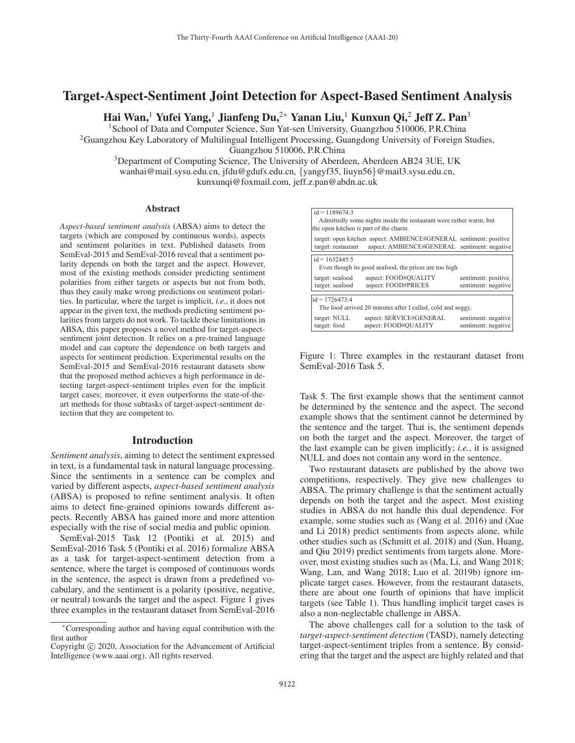# Target-Aspect-Sentiment Joint Detection for Aspect-Based Sentiment Analysis

**Hai Wan,[1] Yufei Yang,[1] Jianfeng Du,[2*] Yanan Liu,[1] Kunxun Qi,[2] Jeff Z. Pan[3]**

[1]School of Data and Computer Science, Sun Yat-sen University, Guangzhou 510006, P.R.China
[2]Guangzhou Key Laboratory of Multilingual Intelligent Processing, Guangdong University of Foreign Studies, Guangzhou 510006, P.R.China
[3]Department of Computing Science, The University of Aberdeen, Aberdeen AB24 3UE, UK
wanhai@mail.sysu.edu.cn, jfdu@gdufs.edu.cn, {yangyf35, liuyn56}@mail3.sysu.edu.cn,
kunxunqi@foxmail.com, jeff.z.pan@abdn.ac.uk

## Abstract

*Aspect-based sentiment analysis* (ABSA) aims to detect the targets (which are composed by continuous words), aspects and sentiment polarities in text. Published datasets from SemEval-2015 and SemEval-2016 reveal that a sentiment polarity depends on both the target and the aspect. However, most of the existing methods consider predicting sentiment polarities from either targets or aspects but not from both, thus they easily make wrong predictions on sentiment polarities. In particular, where the target is implicit, *i.e.*, it does not appear in the given text, the methods predicting sentiment polarities from targets do not work. To tackle these limitations in ABSA, this paper proposes a novel method for target-aspect-sentiment joint detection. It relies on a pre-trained language model and can capture the dependence on both targets and aspects for sentiment prediction. Experimental results on the SemEval-2015 and SemEval-2016 restaurant datasets show that the proposed method achieves a high performance in detecting target-aspect-sentiment triples even for the implicit target cases; moreover, it even outperforms the state-of-the-art methods for those subtasks of target-aspect-sentiment detection that they are competent to.

## Introduction

*Sentiment analysis*, aiming to detect the sentiment expressed in text, is a fundamental task in natural language processing. Since the sentiments in a sentence can be complex and varied by different aspects, *aspect-based sentiment analysis* (ABSA) is proposed to refine sentiment analysis. It often aims to detect fine-grained opinions towards different aspects. Recently ABSA has gained more and more attention especially with the rise of social media and public opinion.

SemEval-2015 Task 12 (Pontiki et al. 2015) and SemEval-2016 Task 5 (Pontiki et al. 2016) formalize ABSA as a task for target-aspect-sentiment detection from a sentence, where the target is composed of continuous words in the sentence, the aspect is drawn from a predefined vocabulary, and the sentiment is a polarity (positive, negative, or neutral) towards the target and the aspect. Figure 1 gives three examples in the restaurant dataset from SemEval-2016 Task 5. The first example shows that the sentiment cannot be determined by the sentence and the aspect. The second example shows that the sentiment cannot be determined by the sentence and the target. That is, the sentiment depends on both the target and the aspect. Moreover, the target of the last example can be given implicitly; *i.e.*, it is assigned NULL and does not contain any word in the sentence.

| id = 1189674:3 | | |
|---|---|---|
| Admittedly some nights inside the restaurant were rather warm, but the open kitchen is part of the charm. | | |
| target: open kitchen | aspect: AMBIENCE#GENERAL | sentiment: positive |
| target: restaurant | aspect: AMBIENCE#GENERAL | sentiment: negative |

| id = 1632445:5 | | |
|---|---|---|
| Even though its good seafood, the prices are too high. | | |
| target: seafood | aspect: FOOD#QUALITY | sentiment: positive |
| target: seafood | aspect: FOOD#PRICES | sentiment: negative |

| id = 1726473:4 | | |
|---|---|---|
| The food arrived 20 minutes after I called, cold and soggy. | | |
| target: NULL | aspect: SERVICE#GENERAL | sentiment: negative |
| target: food | aspect: FOOD#QUALITY | sentiment: negative |

Figure 1: Three examples in the restaurant dataset from SemEval-2016 Task 5.

Two restaurant datasets are published by the above two competitions, respectively. They give new challenges to ABSA. The primary challenge is that the sentiment actually depends on both the target and the aspect. Most existing studies in ABSA do not handle this dual dependence. For example, some studies such as (Wang et al. 2016) and (Xue and Li 2018) predict sentiments from aspects alone, while other studies such as (Schmitt et al. 2018) and (Sun, Huang, and Qiu 2019) predict sentiments from targets alone. Moreover, most existing studies such as (Ma, Li, and Wang 2018; Wang, Lan, and Wang 2018; Luo et al. 2019b) ignore implicate target cases. However, from the restaurant datasets, there are about one fourth of opinions that have implicit targets (see Table 1). Thus handling implicit target cases is also a non-neglectable challenge in ABSA.

The above challenges call for a solution to the task of *target-aspect-sentiment detection* (TASD), namely detecting target-aspect-sentiment triples from a sentence. By considering that the target and the aspect are highly related and that

*Corresponding author and having equal contribution with the first author

Copyright © 2020, Association for the Advancement of Artificial Intelligence (www.aaai.org). All rights reserved.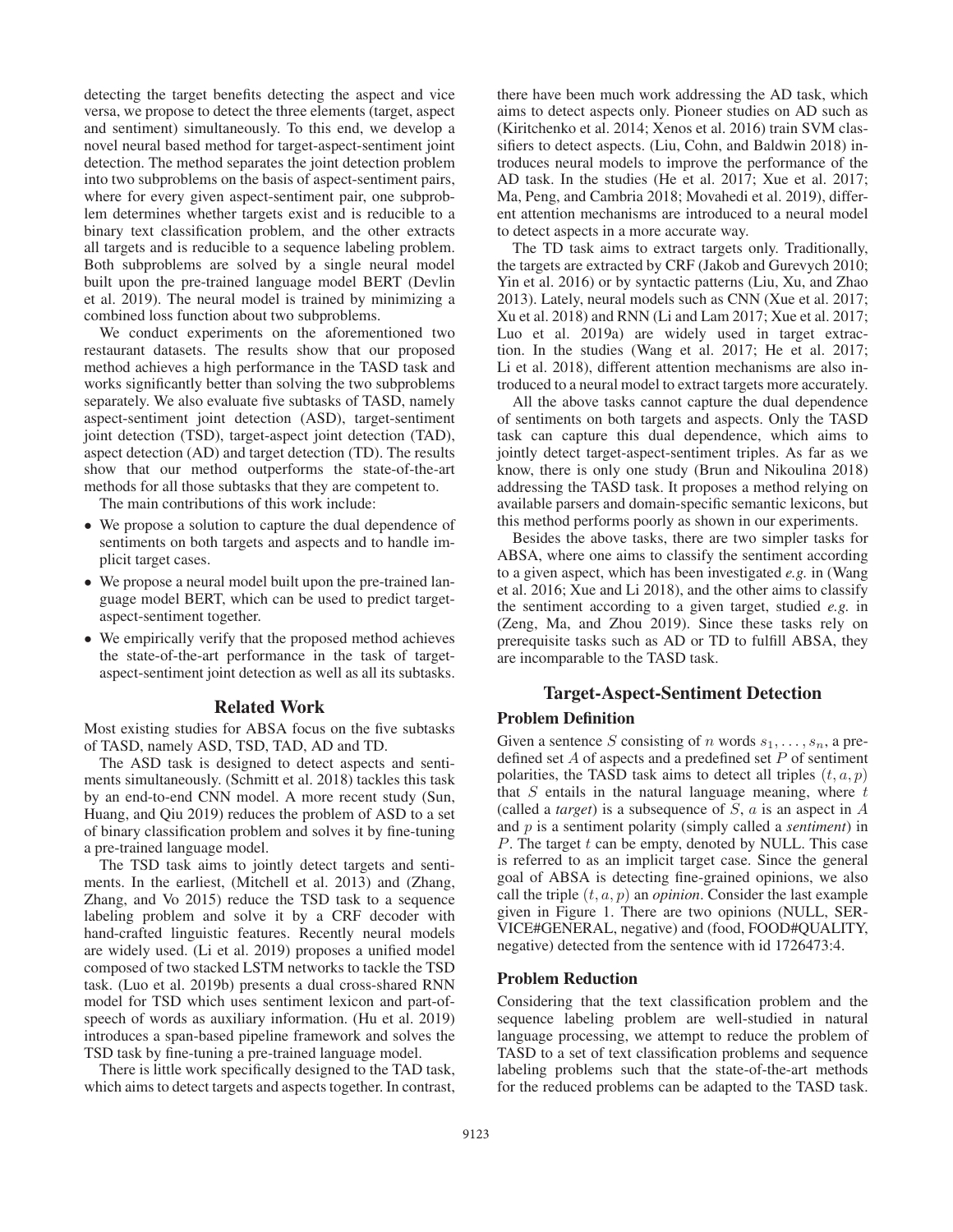detecting the target benefits detecting the aspect and vice versa, we propose to detect the three elements (target, aspect and sentiment) simultaneously. To this end, we develop a novel neural based method for target-aspect-sentiment joint detection. The method separates the joint detection problem into two subproblems on the basis of aspect-sentiment pairs, where for every given aspect-sentiment pair, one subproblem determines whether targets exist and is reducible to a binary text classification problem, and the other extracts all targets and is reducible to a sequence labeling problem. Both subproblems are solved by a single neural model built upon the pre-trained language model BERT (Devlin et al. 2019). The neural model is trained by minimizing a combined loss function about two subproblems.

We conduct experiments on the aforementioned two restaurant datasets. The results show that our proposed method achieves a high performance in the TASD task and works significantly better than solving the two subproblems separately. We also evaluate five subtasks of TASD, namely aspect-sentiment joint detection (ASD), target-sentiment joint detection (TSD), target-aspect joint detection (TAD), aspect detection (AD) and target detection (TD). The results show that our method outperforms the state-of-the-art methods for all those subtasks that they are competent to.

The main contributions of this work include:

- We propose a solution to capture the dual dependence of sentiments on both targets and aspects and to handle implicit target cases.
- We propose a neural model built upon the pre-trained language model BERT, which can be used to predict target-aspect-sentiment together.
- We empirically verify that the proposed method achieves the state-of-the-art performance in the task of target-aspect-sentiment joint detection as well as all its subtasks.

## Related Work

Most existing studies for ABSA focus on the five subtasks of TASD, namely ASD, TSD, TAD, AD and TD.

The ASD task is designed to detect aspects and sentiments simultaneously. (Schmitt et al. 2018) tackles this task by an end-to-end CNN model. A more recent study (Sun, Huang, and Qiu 2019) reduces the problem of ASD to a set of binary classification problem and solves it by fine-tuning a pre-trained language model.

The TSD task aims to jointly detect targets and sentiments. In the earliest, (Mitchell et al. 2013) and (Zhang, Zhang, and Vo 2015) reduce the TSD task to a sequence labeling problem and solve it by a CRF decoder with hand-crafted linguistic features. Recently neural models are widely used. (Li et al. 2019) proposes a unified model composed of two stacked LSTM networks to tackle the TSD task. (Luo et al. 2019b) presents a dual cross-shared RNN model for TSD which uses sentiment lexicon and part-of-speech of words as auxiliary information. (Hu et al. 2019) introduces a span-based pipeline framework and solves the TSD task by fine-tuning a pre-trained language model.

There is little work specifically designed to the TAD task, which aims to detect targets and aspects together. In contrast, there have been much work addressing the AD task, which aims to detect aspects only. Pioneer studies on AD such as (Kiritchenko et al. 2014; Xenos et al. 2016) train SVM classifiers to detect aspects. (Liu, Cohn, and Baldwin 2018) introduces neural models to improve the performance of the AD task. In the studies (He et al. 2017; Xue et al. 2017; Ma, Peng, and Cambria 2018; Movahedi et al. 2019), different attention mechanisms are introduced to a neural model to detect aspects in a more accurate way.

The TD task aims to extract targets only. Traditionally, the targets are extracted by CRF (Jakob and Gurevych 2010; Yin et al. 2016) or by syntactic patterns (Liu, Xu, and Zhao 2013). Lately, neural models such as CNN (Xue et al. 2017; Xu et al. 2018) and RNN (Li and Lam 2017; Xue et al. 2017; Luo et al. 2019a) are widely used in target extraction. In the studies (Wang et al. 2017; He et al. 2017; Li et al. 2018), different attention mechanisms are also introduced to a neural model to extract targets more accurately.

All the above tasks cannot capture the dual dependence of sentiments on both targets and aspects. Only the TASD task can capture this dual dependence, which aims to jointly detect target-aspect-sentiment triples. As far as we know, there is only one study (Brun and Nikoulina 2018) addressing the TASD task. It proposes a method relying on available parsers and domain-specific semantic lexicons, but this method performs poorly as shown in our experiments.

Besides the above tasks, there are two simpler tasks for ABSA, where one aims to classify the sentiment according to a given aspect, which has been investigated *e.g.* in (Wang et al. 2016; Xue and Li 2018), and the other aims to classify the sentiment according to a given target, studied *e.g.* in (Zeng, Ma, and Zhou 2019). Since these tasks rely on prerequisite tasks such as AD or TD to fulfill ABSA, they are incomparable to the TASD task.

## Target-Aspect-Sentiment Detection

### Problem Definition

Given a sentence $S$ consisting of $n$ words $s_1, \ldots, s_n$, a predefined set $A$ of aspects and a predefined set $P$ of sentiment polarities, the TASD task aims to detect all triples $(t, a, p)$ that $S$ entails in the natural language meaning, where $t$ (called a *target*) is a subsequence of $S$, $a$ is an aspect in $A$ and $p$ is a sentiment polarity (simply called a *sentiment*) in $P$. The target $t$ can be empty, denoted by NULL. This case is referred to as an implicit target case. Since the general goal of ABSA is detecting fine-grained opinions, we also call the triple $(t, a, p)$ an *opinion*. Consider the last example given in Figure 1. There are two opinions (NULL, SERVICE#GENERAL, negative) and (food, FOOD#QUALITY, negative) detected from the sentence with id 1726473:4.

### Problem Reduction

Considering that the text classification problem and the sequence labeling problem are well-studied in natural language processing, we attempt to reduce the problem of TASD to a set of text classification problems and sequence labeling problems such that the state-of-the-art methods for the reduced problems can be adapted to the TASD task.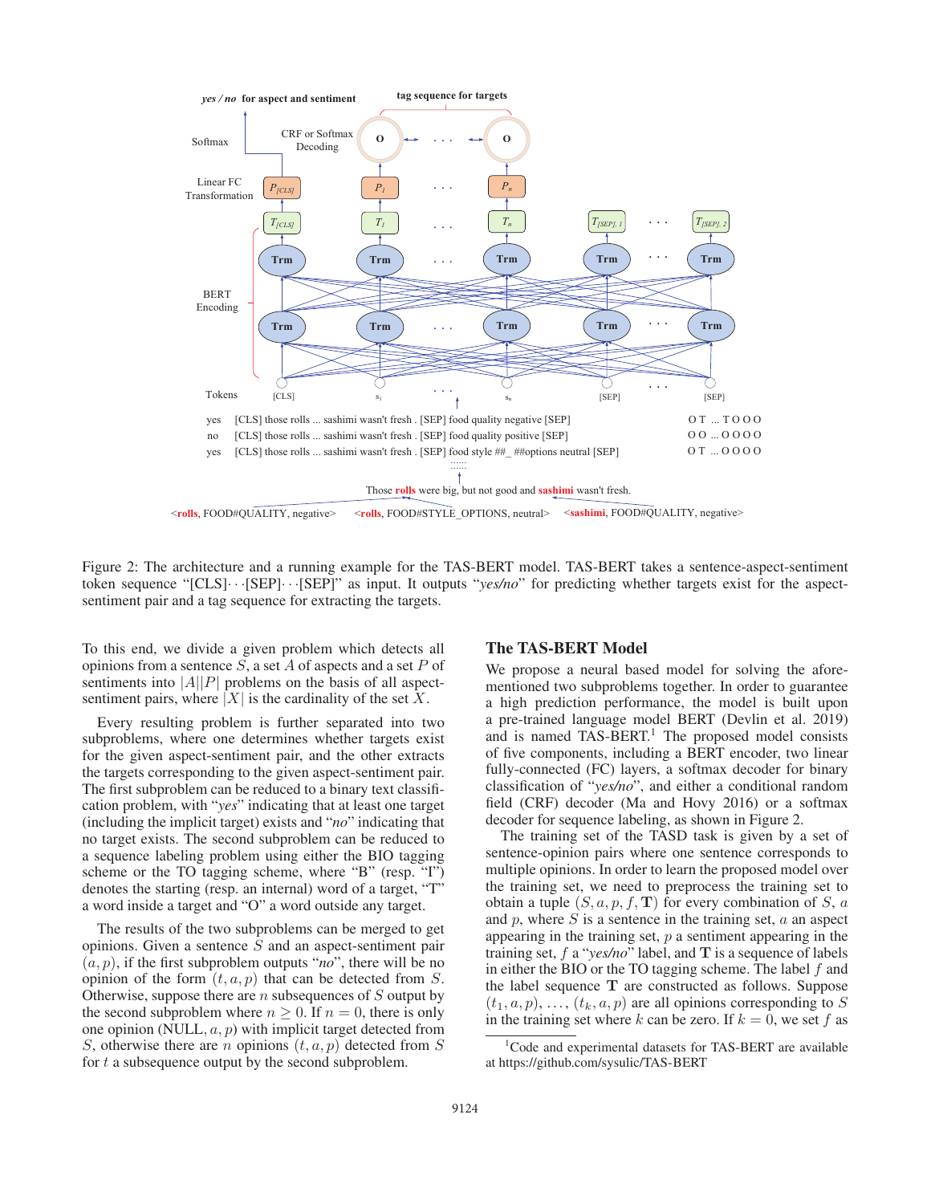Figure 2: The architecture and a running example for the TAS-BERT model. TAS-BERT takes a sentence-aspect-sentiment token sequence "[CLS]···[SEP]···[SEP]" as input. It outputs "*yes/no*" for predicting whether targets exist for the aspect-sentiment pair and a tag sequence for extracting the targets.

To this end, we divide a given problem which detects all opinions from a sentence $S$, a set $A$ of aspects and a set $P$ of sentiments into $|A||P|$ problems on the basis of all aspect-sentiment pairs, where $|X|$ is the cardinality of the set $X$.

Every resulting problem is further separated into two subproblems, where one determines whether targets exist for the given aspect-sentiment pair, and the other extracts the targets corresponding to the given aspect-sentiment pair. The first subproblem can be reduced to a binary text classification problem, with "*yes*" indicating that at least one target (including the implicit target) exists and "*no*" indicating that no target exists. The second subproblem can be reduced to a sequence labeling problem using either the BIO tagging scheme or the TO tagging scheme, where "B" (resp. "I") denotes the starting (resp. an internal) word of a target, "T" a word inside a target and "O" a word outside any target.

The results of the two subproblems can be merged to get opinions. Given a sentence $S$ and an aspect-sentiment pair $(a, p)$, if the first subproblem outputs "*no*", there will be no opinion of the form $(t, a, p)$ that can be detected from $S$. Otherwise, suppose there are $n$ subsequences of $S$ output by the second subproblem where $n \geq 0$. If $n = 0$, there is only one opinion (NULL, $a, p$) with implicit target detected from $S$, otherwise there are $n$ opinions $(t, a, p)$ detected from $S$ for $t$ a subsequence output by the second subproblem.

## The TAS-BERT Model

We propose a neural based model for solving the aforementioned two subproblems together. In order to guarantee a high prediction performance, the model is built upon a pre-trained language model BERT (Devlin et al. 2019) and is named TAS-BERT.[1] The proposed model consists of five components, including a BERT encoder, two linear fully-connected (FC) layers, a softmax decoder for binary classification of "*yes/no*", and either a conditional random field (CRF) decoder (Ma and Hovy 2016) or a softmax decoder for sequence labeling, as shown in Figure 2.

The training set of the TASD task is given by a set of sentence-opinion pairs where one sentence corresponds to multiple opinions. In order to learn the proposed model over the training set, we need to preprocess the training set to obtain a tuple $(S, a, p, f, \mathbf{T})$ for every combination of $S$, $a$ and $p$, where $S$ is a sentence in the training set, $a$ an aspect appearing in the training set, $p$ a sentiment appearing in the training set, $f$ a "*yes/no*" label, and $\mathbf{T}$ is a sequence of labels in either the BIO or the TO tagging scheme. The label $f$ and the label sequence $\mathbf{T}$ are constructed as follows. Suppose $(t_1, a, p), \ldots, (t_k, a, p)$ are all opinions corresponding to $S$ in the training set where $k$ can be zero. If $k = 0$, we set $f$ as

[1]Code and experimental datasets for TAS-BERT are available at https://github.com/sysulic/TAS-BERT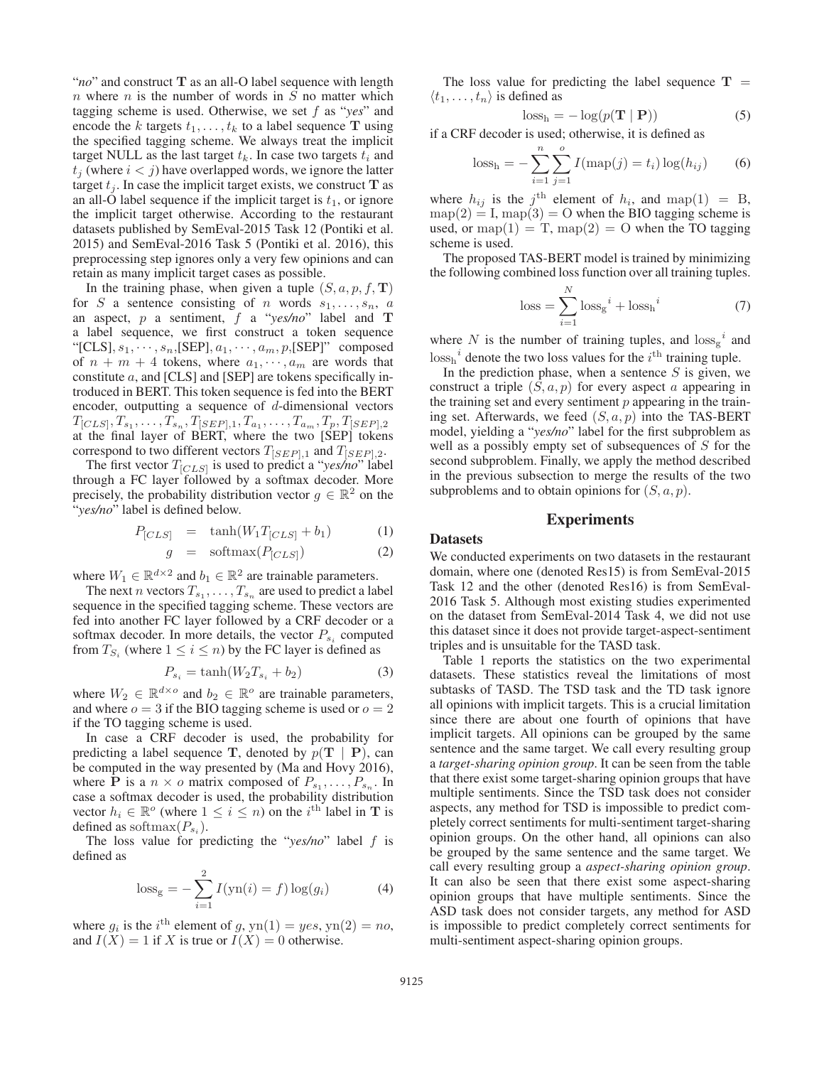"*no*" and construct $\mathbf{T}$ as an all-O label sequence with length $n$ where $n$ is the number of words in $S$ no matter which tagging scheme is used. Otherwise, we set $f$ as "*yes*" and encode the $k$ targets $t_1, \ldots, t_k$ to a label sequence $\mathbf{T}$ using the specified tagging scheme. We always treat the implicit target NULL as the last target $t_k$. In case two targets $t_i$ and $t_j$ (where $i < j$) have overlapped words, we ignore the latter target $t_j$. In case the implicit target exists, we construct $\mathbf{T}$ as an all-O label sequence if the implicit target is $t_1$, or ignore the implicit target otherwise. According to the restaurant datasets published by SemEval-2015 Task 12 (Pontiki et al. 2015) and SemEval-2016 Task 5 (Pontiki et al. 2016), this preprocessing step ignores only a very few opinions and can retain as many implicit target cases as possible.

In the training phase, when given a tuple $(S, a, p, f, \mathbf{T})$ for $S$ a sentence consisting of $n$ words $s_1, \ldots, s_n$, $a$ an aspect, $p$ a sentiment, $f$ a "*yes/no*" label and $\mathbf{T}$ a label sequence, we first construct a token sequence "[CLS], $s_1, \cdots, s_n$,[SEP], $a_1, \cdots, a_m, p$,[SEP]" composed of $n + m + 4$ tokens, where $a_1, \cdots, a_m$ are words that constitute $a$, and [CLS] and [SEP] are tokens specifically introduced in BERT. This token sequence is fed into the BERT encoder, outputting a sequence of $d$-dimensional vectors $T_{[CLS]}, T_{s_1}, \ldots, T_{s_n}, T_{[SEP],1}, T_{a_1}, \ldots, T_{a_m}, T_p, T_{[SEP],2}$ at the final layer of BERT, where the two [SEP] tokens correspond to two different vectors $T_{[SEP],1}$ and $T_{[SEP],2}$.

The first vector $T_{[CLS]}$ is used to predict a "*yes/no*" label through a FC layer followed by a softmax decoder. More precisely, the probability distribution vector $g \in \mathbb{R}^2$ on the "*yes/no*" label is defined below.

$$P_{[CLS]} = \tanh(W_1 T_{[CLS]} + b_1) \quad (1)$$

$$g = \text{softmax}(P_{[CLS]}) \quad (2)$$

where $W_1 \in \mathbb{R}^{d \times 2}$ and $b_1 \in \mathbb{R}^2$ are trainable parameters.

The next $n$ vectors $T_{s_1}, \ldots, T_{s_n}$ are used to predict a label sequence in the specified tagging scheme. These vectors are fed into another FC layer followed by a CRF decoder or a softmax decoder. In more details, the vector $P_{s_i}$ computed from $T_{S_i}$ (where $1 \le i \le n$) by the FC layer is defined as

$$P_{s_i} = \tanh(W_2 T_{s_i} + b_2) \quad (3)$$

where $W_2 \in \mathbb{R}^{d \times o}$ and $b_2 \in \mathbb{R}^o$ are trainable parameters, and where $o = 3$ if the BIO tagging scheme is used or $o = 2$ if the TO tagging scheme is used.

In case a CRF decoder is used, the probability for predicting a label sequence $\mathbf{T}$, denoted by $p(\mathbf{T} \mid \mathbf{P})$, can be computed in the way presented by (Ma and Hovy 2016), where $\mathbf{P}$ is a $n \times o$ matrix composed of $P_{s_1}, \ldots, P_{s_n}$. In case a softmax decoder is used, the probability distribution vector $h_i \in \mathbb{R}^o$ (where $1 \le i \le n$) on the $i^{\text{th}}$ label in $\mathbf{T}$ is defined as $\text{softmax}(P_{s_i})$.

The loss value for predicting the "*yes/no*" label $f$ is defined as

$$\text{loss}_\text{g} = -\sum_{i=1}^{2} I(\text{yn}(i) = f) \log(g_i) \quad (4)$$

where $g_i$ is the $i^{\text{th}}$ element of $g$, $\text{yn}(1) = yes$, $\text{yn}(2) = no$, and $I(X) = 1$ if $X$ is true or $I(X) = 0$ otherwise.

The loss value for predicting the label sequence $\mathbf{T} = \langle t_1, \ldots, t_n \rangle$ is defined as

$$\text{loss}_\text{h} = -\log(p(\mathbf{T} \mid \mathbf{P})) \quad (5)$$

if a CRF decoder is used; otherwise, it is defined as

$$\text{loss}_\text{h} = -\sum_{i=1}^{n} \sum_{j=1}^{o} I(\text{map}(j) = t_i) \log(h_{ij}) \quad (6)$$

where $h_{ij}$ is the $j^{\text{th}}$ element of $h_i$, and $\text{map}(1) = \text{B}$, $\text{map}(2) = \text{I}$, $\text{map}(3) = \text{O}$ when the BIO tagging scheme is used, or $\text{map}(1) = \text{T}$, $\text{map}(2) = \text{O}$ when the TO tagging scheme is used.

The proposed TAS-BERT model is trained by minimizing the following combined loss function over all training tuples.

$$\text{loss} = \sum_{i=1}^{N} {\text{loss}_\text{g}}^i + {\text{loss}_\text{h}}^i \quad (7)$$

where $N$ is the number of training tuples, and ${\text{loss}_\text{g}}^i$ and ${\text{loss}_\text{h}}^i$ denote the two loss values for the $i^{\text{th}}$ training tuple.

In the prediction phase, when a sentence $S$ is given, we construct a triple $(S, a, p)$ for every aspect $a$ appearing in the training set and every sentiment $p$ appearing in the training set. Afterwards, we feed $(S, a, p)$ into the TAS-BERT model, yielding a "*yes/no*" label for the first subproblem as well as a possibly empty set of subsequences of $S$ for the second subproblem. Finally, we apply the method described in the previous subsection to merge the results of the two subproblems and to obtain opinions for $(S, a, p)$.

# Experiments

## Datasets

We conducted experiments on two datasets in the restaurant domain, where one (denoted Res15) is from SemEval-2015 Task 12 and the other (denoted Res16) is from SemEval-2016 Task 5. Although most existing studies experimented on the dataset from SemEval-2014 Task 4, we did not use this dataset since it does not provide target-aspect-sentiment triples and is unsuitable for the TASD task.

Table 1 reports the statistics on the two experimental datasets. These statistics reveal the limitations of most subtasks of TASD. The TSD task and the TD task ignore all opinions with implicit targets. This is a crucial limitation since there are about one fourth of opinions that have implicit targets. All opinions can be grouped by the same sentence and the same target. We call every resulting group a *target-sharing opinion group*. It can be seen from the table that there exist some target-sharing opinion groups that have multiple sentiments. Since the TSD task does not consider aspects, any method for TSD is impossible to predict completely correct sentiments for multi-sentiment target-sharing opinion groups. On the other hand, all opinions can also be grouped by the same sentence and the same target. We call every resulting group a *aspect-sharing opinion group*. It can also be seen that there exist some aspect-sharing opinion groups that have multiple sentiments. Since the ASD task does not consider targets, any method for ASD is impossible to predict completely correct sentiments for multi-sentiment aspect-sharing opinion groups.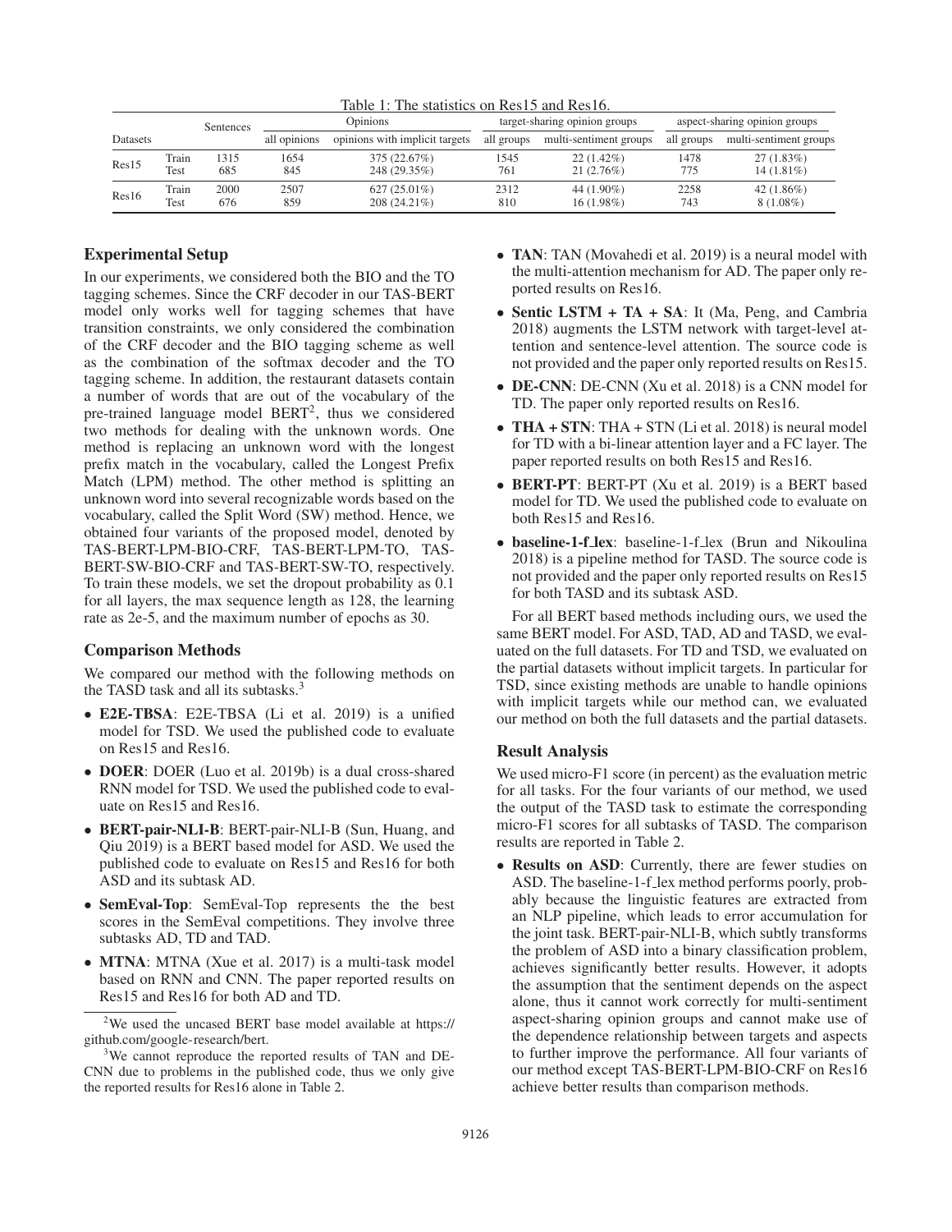Table 1: The statistics on Res15 and Res16.

| Datasets | | Sentences | Opinions | | target-sharing opinion groups | | aspect-sharing opinion groups | |
|---|---|---|---|---|---|---|---|---|
| | | | all opinions | opinions with implicit targets | all groups | multi-sentiment groups | all groups | multi-sentiment groups |
| Res15 | Train | 1315 | 1654 | 375 (22.67%) | 1545 | 22 (1.42%) | 1478 | 27 (1.83%) |
| | Test | 685 | 845 | 248 (29.35%) | 761 | 21 (2.76%) | 775 | 14 (1.81%) |
| Res16 | Train | 2000 | 2507 | 627 (25.01%) | 2312 | 44 (1.90%) | 2258 | 42 (1.86%) |
| | Test | 676 | 859 | 208 (24.21%) | 810 | 16 (1.98%) | 743 | 8 (1.08%) |

## Experimental Setup

In our experiments, we considered both the BIO and the TO tagging schemes. Since the CRF decoder in our TAS-BERT model only works well for tagging schemes that have transition constraints, we only considered the combination of the CRF decoder and the BIO tagging scheme as well as the combination of the softmax decoder and the TO tagging scheme. In addition, the restaurant datasets contain a number of words that are out of the vocabulary of the pre-trained language model BERT[2], thus we considered two methods for dealing with the unknown words. One method is replacing an unknown word with the longest prefix match in the vocabulary, called the Longest Prefix Match (LPM) method. The other method is splitting an unknown word into several recognizable words based on the vocabulary, called the Split Word (SW) method. Hence, we obtained four variants of the proposed model, denoted by TAS-BERT-LPM-BIO-CRF, TAS-BERT-LPM-TO, TAS-BERT-SW-BIO-CRF and TAS-BERT-SW-TO, respectively. To train these models, we set the dropout probability as 0.1 for all layers, the max sequence length as 128, the learning rate as 2e-5, and the maximum number of epochs as 30.

## Comparison Methods

We compared our method with the following methods on the TASD task and all its subtasks.[3]

- **E2E-TBSA**: E2E-TBSA (Li et al. 2019) is a unified model for TSD. We used the published code to evaluate on Res15 and Res16.
- **DOER**: DOER (Luo et al. 2019b) is a dual cross-shared RNN model for TSD. We used the published code to evaluate on Res15 and Res16.
- **BERT-pair-NLI-B**: BERT-pair-NLI-B (Sun, Huang, and Qiu 2019) is a BERT based model for ASD. We used the published code to evaluate on Res15 and Res16 for both ASD and its subtask AD.
- **SemEval-Top**: SemEval-Top represents the the best scores in the SemEval competitions. They involve three subtasks AD, TD and TAD.
- **MTNA**: MTNA (Xue et al. 2017) is a multi-task model based on RNN and CNN. The paper reported results on Res15 and Res16 for both AD and TD.
- **TAN**: TAN (Movahedi et al. 2019) is a neural model with the multi-attention mechanism for AD. The paper only reported results on Res16.
- **Sentic LSTM + TA + SA**: It (Ma, Peng, and Cambria 2018) augments the LSTM network with target-level attention and sentence-level attention. The source code is not provided and the paper only reported results on Res15.
- **DE-CNN**: DE-CNN (Xu et al. 2018) is a CNN model for TD. The paper only reported results on Res16.
- **THA + STN**: THA + STN (Li et al. 2018) is neural model for TD with a bi-linear attention layer and a FC layer. The paper reported results on both Res15 and Res16.
- **BERT-PT**: BERT-PT (Xu et al. 2019) is a BERT based model for TD. We used the published code to evaluate on both Res15 and Res16.
- **baseline-1-f_lex**: baseline-1-f_lex (Brun and Nikoulina 2018) is a pipeline method for TASD. The source code is not provided and the paper only reported results on Res15 for both TASD and its subtask ASD.

For all BERT based methods including ours, we used the same BERT model. For ASD, TAD, AD and TASD, we evaluated on the full datasets. For TD and TSD, we evaluated on the partial datasets without implicit targets. In particular for TSD, since existing methods are unable to handle opinions with implicit targets while our method can, we evaluated our method on both the full datasets and the partial datasets.

## Result Analysis

We used micro-F1 score (in percent) as the evaluation metric for all tasks. For the four variants of our method, we used the output of the TASD task to estimate the corresponding micro-F1 scores for all subtasks of TASD. The comparison results are reported in Table 2.

- **Results on ASD**: Currently, there are fewer studies on ASD. The baseline-1-f_lex method performs poorly, probably because the linguistic features are extracted from an NLP pipeline, which leads to error accumulation for the joint task. BERT-pair-NLI-B, which subtly transforms the problem of ASD into a binary classification problem, achieves significantly better results. However, it adopts the assumption that the sentiment depends on the aspect alone, thus it cannot work correctly for multi-sentiment aspect-sharing opinion groups and cannot make use of the dependence relationship between targets and aspects to further improve the performance. All four variants of our method except TAS-BERT-LPM-BIO-CRF on Res16 achieve better results than comparison methods.

[2]We used the uncased BERT base model available at https://github.com/google-research/bert.

[3]We cannot reproduce the reported results of TAN and DE-CNN due to problems in the published code, thus we only give the reported results for Res16 alone in Table 2.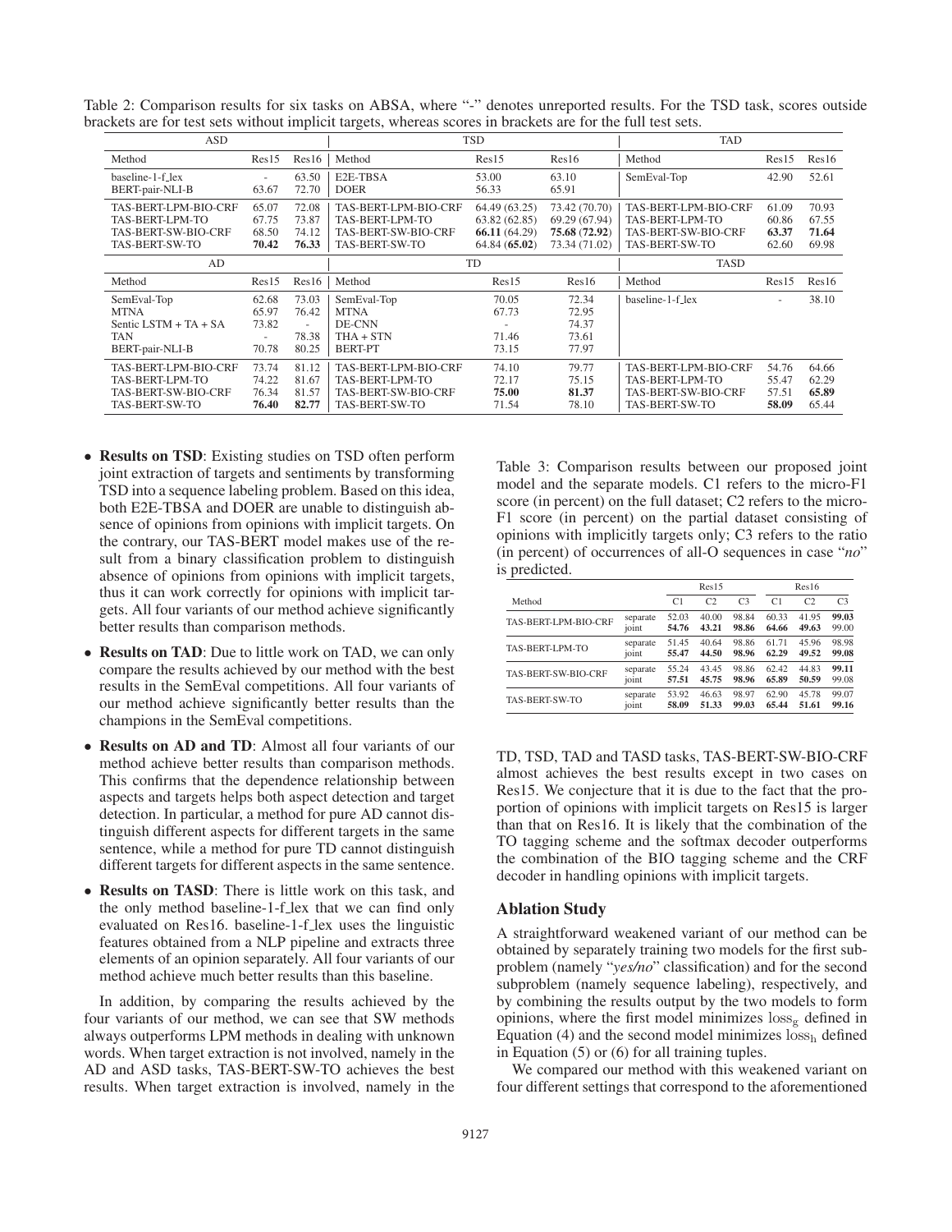Table 2: Comparison results for six tasks on ABSA, where "-" denotes unreported results. For the TSD task, scores outside brackets are for test sets without implicit targets, whereas scores in brackets are for the full test sets.

| ASD | | | TSD | | | TAD | | |
|---|---|---|---|---|---|---|---|---|
| Method | Res15 | Res16 | Method | Res15 | Res16 | Method | Res15 | Res16 |
| baseline-1-f_lex | - | 63.50 | E2E-TBSA | 53.00 | 63.10 | SemEval-Top | 42.90 | 52.61 |
| BERT-pair-NLI-B | 63.67 | 72.70 | DOER | 56.33 | 65.91 | | | |
| TAS-BERT-LPM-BIO-CRF | 65.07 | 72.08 | TAS-BERT-LPM-BIO-CRF | 64.49 (63.25) | 73.42 (70.70) | TAS-BERT-LPM-BIO-CRF | 61.09 | 70.93 |
| TAS-BERT-LPM-TO | 67.75 | 73.87 | TAS-BERT-LPM-TO | 63.82 (62.85) | 69.29 (67.94) | TAS-BERT-LPM-TO | 60.86 | 67.55 |
| TAS-BERT-SW-BIO-CRF | 68.50 | 74.12 | TAS-BERT-SW-BIO-CRF | **66.11** (64.29) | **75.68** (**72.92**) | TAS-BERT-SW-BIO-CRF | **63.37** | **71.64** |
| TAS-BERT-SW-TO | **70.42** | **76.33** | TAS-BERT-SW-TO | 64.84 (**65.02**) | 73.34 (71.02) | TAS-BERT-SW-TO | 62.60 | 69.98 |
| AD | | | TD | | | TASD | | |
| Method | Res15 | Res16 | Method | Res15 | Res16 | Method | Res15 | Res16 |
| SemEval-Top | 62.68 | 73.03 | SemEval-Top | 70.05 | 72.34 | baseline-1-f_lex | - | 38.10 |
| MTNA | 65.97 | 76.42 | MTNA | 67.73 | 72.95 | | | |
| Sentic LSTM + TA + SA | 73.82 | - | DE-CNN | - | 74.37 | | | |
| TAN | - | 78.38 | THA + STN | 71.46 | 73.61 | | | |
| BERT-pair-NLI-B | 70.78 | 80.25 | BERT-PT | 73.15 | 77.97 | | | |
| TAS-BERT-LPM-BIO-CRF | 73.74 | 81.12 | TAS-BERT-LPM-BIO-CRF | 74.10 | 79.77 | TAS-BERT-LPM-BIO-CRF | 54.76 | 64.66 |
| TAS-BERT-LPM-TO | 74.22 | 81.67 | TAS-BERT-LPM-TO | 72.17 | 75.15 | TAS-BERT-LPM-TO | 55.47 | 62.29 |
| TAS-BERT-SW-BIO-CRF | 76.34 | 81.57 | TAS-BERT-SW-BIO-CRF | **75.00** | **81.37** | TAS-BERT-SW-BIO-CRF | 57.51 | **65.89** |
| TAS-BERT-SW-TO | **76.40** | **82.77** | TAS-BERT-SW-TO | 71.54 | 78.10 | TAS-BERT-SW-TO | **58.09** | 65.44 |

- **Results on TSD**: Existing studies on TSD often perform joint extraction of targets and sentiments by transforming TSD into a sequence labeling problem. Based on this idea, both E2E-TBSA and DOER are unable to distinguish absence of opinions from opinions with implicit targets. On the contrary, our TAS-BERT model makes use of the result from a binary classification problem to distinguish absence of opinions from opinions with implicit targets, thus it can work correctly for opinions with implicit targets. All four variants of our method achieve significantly better results than comparison methods.
- **Results on TAD**: Due to little work on TAD, we can only compare the results achieved by our method with the best results in the SemEval competitions. All four variants of our method achieve significantly better results than the champions in the SemEval competitions.
- **Results on AD and TD**: Almost all four variants of our method achieve better results than comparison methods. This confirms that the dependence relationship between aspects and targets helps both aspect detection and target detection. In particular, a method for pure AD cannot distinguish different aspects for different targets in the same sentence, while a method for pure TD cannot distinguish different targets for different aspects in the same sentence.
- **Results on TASD**: There is little work on this task, and the only method baseline-1-f_lex that we can find only evaluated on Res16. baseline-1-f_lex uses the linguistic features obtained from a NLP pipeline and extracts three elements of an opinion separately. All four variants of our method achieve much better results than this baseline.

In addition, by comparing the results achieved by the four variants of our method, we can see that SW methods always outperforms LPM methods in dealing with unknown words. When target extraction is not involved, namely in the AD and ASD tasks, TAS-BERT-SW-TO achieves the best results. When target extraction is involved, namely in the TD, TSD, TAD and TASD tasks, TAS-BERT-SW-BIO-CRF almost achieves the best results except in two cases on Res15. We conjecture that it is due to the fact that the proportion of opinions with implicit targets on Res15 is larger than that on Res16. It is likely that the combination of the TO tagging scheme and the softmax decoder outperforms the combination of the BIO tagging scheme and the CRF decoder in handling opinions with implicit targets.

Table 3: Comparison results between our proposed joint model and the separate models. C1 refers to the micro-F1 score (in percent) on the full dataset; C2 refers to the micro-F1 score (in percent) on the partial dataset consisting of opinions with implicitly targets only; C3 refers to the ratio (in percent) of occurrences of all-O sequences in case "*no*" is predicted.

| Method | | Res15 | | | Res16 | | |
|---|---|---|---|---|---|---|---|
| | | C1 | C2 | C3 | C1 | C2 | C3 |
| TAS-BERT-LPM-BIO-CRF | separate | 52.03 | 40.00 | 98.84 | 60.33 | 41.95 | **99.03** |
| | joint | **54.76** | **43.21** | **98.86** | **64.66** | **49.63** | 99.00 |
| TAS-BERT-LPM-TO | separate | 51.45 | 40.64 | 98.86 | 61.71 | 45.96 | 98.98 |
| | joint | **55.47** | **44.50** | **98.96** | **62.29** | **49.52** | **99.08** |
| TAS-BERT-SW-BIO-CRF | separate | 55.24 | 43.45 | 98.86 | 62.42 | 44.83 | **99.11** |
| | joint | **57.51** | **45.75** | **98.96** | **65.89** | **50.59** | 99.08 |
| TAS-BERT-SW-TO | separate | 53.92 | 46.63 | 98.97 | 62.90 | 45.78 | 99.07 |
| | joint | **58.09** | **51.33** | **99.03** | **65.44** | **51.61** | **99.16** |

## Ablation Study

A straightforward weakened variant of our method can be obtained by separately training two models for the first subproblem (namely "*yes/no*" classification) and for the second subproblem (namely sequence labeling), respectively, and by combining the results output by the two models to form opinions, where the first model minimizes $\mathrm{loss}_g$ defined in Equation (4) and the second model minimizes $\mathrm{loss}_h$ defined in Equation (5) or (6) for all training tuples.

We compared our method with this weakened variant on four different settings that correspond to the aforementioned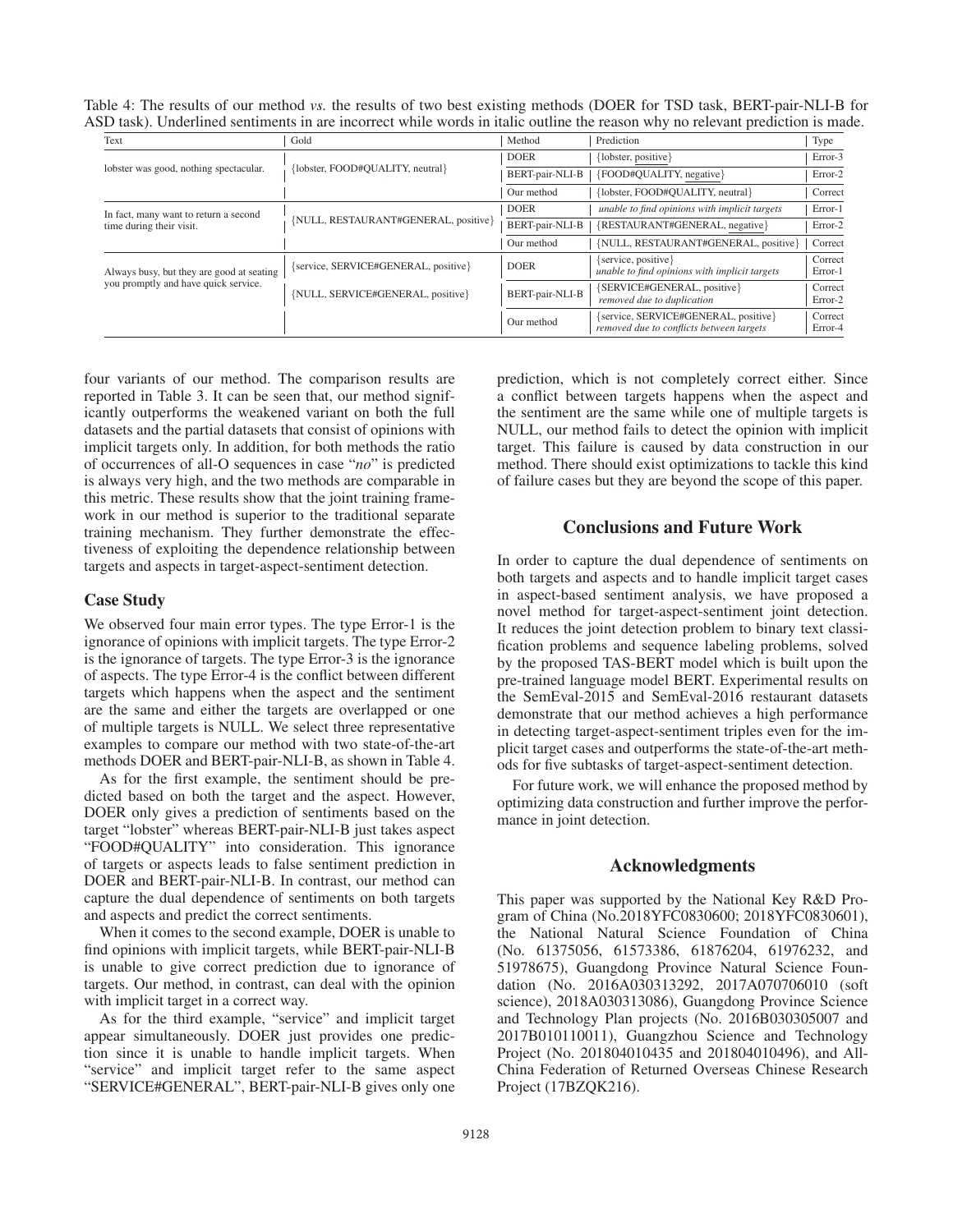Table 4: The results of our method *vs.* the results of two best existing methods (DOER for TSD task, BERT-pair-NLI-B for ASD task). Underlined sentiments in are incorrect while words in italic outline the reason why no relevant prediction is made.

| Text | Gold | Method | Prediction | Type |
|---|---|---|---|---|
| lobster was good, nothing spectacular. | {lobster, FOOD#QUALITY, neutral} | DOER | {lobster, positive} | Error-3 |
| | | BERT-pair-NLI-B | {FOOD#QUALITY, negative} | Error-2 |
| | | Our method | {lobster, FOOD#QUALITY, neutral} | Correct |
| In fact, many want to return a second time during their visit. | {NULL, RESTAURANT#GENERAL, positive} | DOER | *unable to find opinions with implicit targets* | Error-1 |
| | | BERT-pair-NLI-B | {RESTAURANT#GENERAL, negative} | Error-2 |
| | | Our method | {NULL, RESTAURANT#GENERAL, positive} | Correct |
| Always busy, but they are good at seating you promptly and have quick service. | {service, SERVICE#GENERAL, positive} {NULL, SERVICE#GENERAL, positive} | DOER | {service, positive} *unable to find opinions with implicit targets* | Correct Error-1 |
| | | BERT-pair-NLI-B | {SERVICE#GENERAL, positive} *removed due to duplication* | Correct Error-2 |
| | | Our method | {service, SERVICE#GENERAL, positive} *removed due to conflicts between targets* | Correct Error-4 |

four variants of our method. The comparison results are reported in Table 3. It can be seen that, our method significantly outperforms the weakened variant on both the full datasets and the partial datasets that consist of opinions with implicit targets only. In addition, for both methods the ratio of occurrences of all-O sequences in case "*no*" is predicted is always very high, and the two methods are comparable in this metric. These results show that the joint training framework in our method is superior to the traditional separate training mechanism. They further demonstrate the effectiveness of exploiting the dependence relationship between targets and aspects in target-aspect-sentiment detection.

## Case Study

We observed four main error types. The type Error-1 is the ignorance of opinions with implicit targets. The type Error-2 is the ignorance of targets. The type Error-3 is the ignorance of aspects. The type Error-4 is the conflict between different targets which happens when the aspect and the sentiment are the same and either the targets are overlapped or one of multiple targets is NULL. We select three representative examples to compare our method with two state-of-the-art methods DOER and BERT-pair-NLI-B, as shown in Table 4.

As for the first example, the sentiment should be predicted based on both the target and the aspect. However, DOER only gives a prediction of sentiments based on the target "lobster" whereas BERT-pair-NLI-B just takes aspect "FOOD#QUALITY" into consideration. This ignorance of targets or aspects leads to false sentiment prediction in DOER and BERT-pair-NLI-B. In contrast, our method can capture the dual dependence of sentiments on both targets and aspects and predict the correct sentiments.

When it comes to the second example, DOER is unable to find opinions with implicit targets, while BERT-pair-NLI-B is unable to give correct prediction due to ignorance of targets. Our method, in contrast, can deal with the opinion with implicit target in a correct way.

As for the third example, "service" and implicit target appear simultaneously. DOER just provides one prediction since it is unable to handle implicit targets. When "service" and implicit target refer to the same aspect "SERVICE#GENERAL", BERT-pair-NLI-B gives only one prediction, which is not completely correct either. Since a conflict between targets happens when the aspect and the sentiment are the same while one of multiple targets is NULL, our method fails to detect the opinion with implicit target. This failure is caused by data construction in our method. There should exist optimizations to tackle this kind of failure cases but they are beyond the scope of this paper.

## Conclusions and Future Work

In order to capture the dual dependence of sentiments on both targets and aspects and to handle implicit target cases in aspect-based sentiment analysis, we have proposed a novel method for target-aspect-sentiment joint detection. It reduces the joint detection problem to binary text classification problems and sequence labeling problems, solved by the proposed TAS-BERT model which is built upon the pre-trained language model BERT. Experimental results on the SemEval-2015 and SemEval-2016 restaurant datasets demonstrate that our method achieves a high performance in detecting target-aspect-sentiment triples even for the implicit target cases and outperforms the state-of-the-art methods for five subtasks of target-aspect-sentiment detection.

For future work, we will enhance the proposed method by optimizing data construction and further improve the performance in joint detection.

## Acknowledgments

This paper was supported by the National Key R&D Program of China (No.2018YFC0830600; 2018YFC0830601), the National Natural Science Foundation of China (No. 61375056, 61573386, 61876204, 61976232, and 51978675), Guangdong Province Natural Science Foundation (No. 2016A030313292, 2017A070706010 (soft science), 2018A030313086), Guangdong Province Science and Technology Plan projects (No. 2016B030305007 and 2017B010110011), Guangzhou Science and Technology Project (No. 201804010435 and 201804010496), and All-China Federation of Returned Overseas Chinese Research Project (17BZQK216).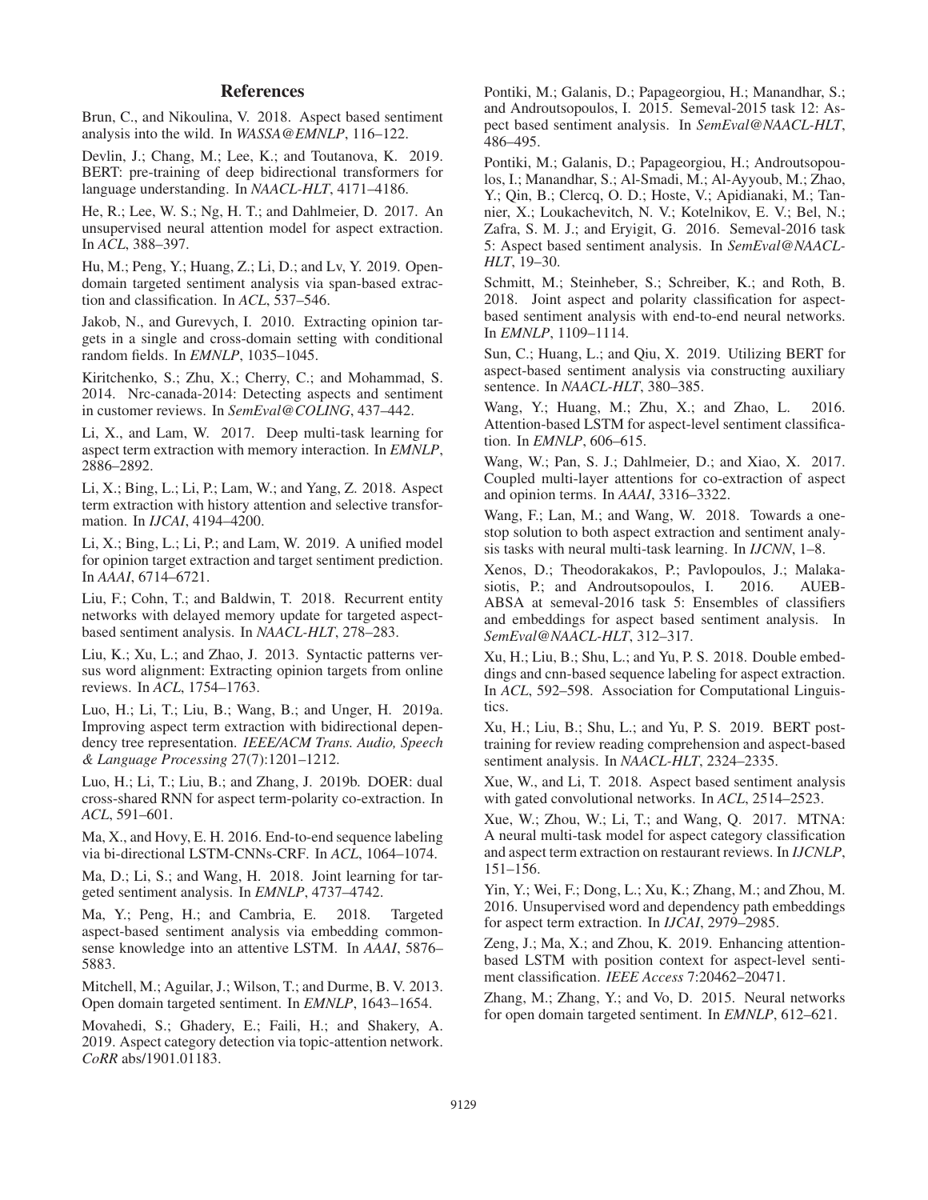## References

Brun, C., and Nikoulina, V. 2018. Aspect based sentiment analysis into the wild. In *WASSA@EMNLP*, 116–122.

Devlin, J.; Chang, M.; Lee, K.; and Toutanova, K. 2019. BERT: pre-training of deep bidirectional transformers for language understanding. In *NAACL-HLT*, 4171–4186.

He, R.; Lee, W. S.; Ng, H. T.; and Dahlmeier, D. 2017. An unsupervised neural attention model for aspect extraction. In *ACL*, 388–397.

Hu, M.; Peng, Y.; Huang, Z.; Li, D.; and Lv, Y. 2019. Open-domain targeted sentiment analysis via span-based extraction and classification. In *ACL*, 537–546.

Jakob, N., and Gurevych, I. 2010. Extracting opinion targets in a single and cross-domain setting with conditional random fields. In *EMNLP*, 1035–1045.

Kiritchenko, S.; Zhu, X.; Cherry, C.; and Mohammad, S. 2014. Nrc-canada-2014: Detecting aspects and sentiment in customer reviews. In *SemEval@COLING*, 437–442.

Li, X., and Lam, W. 2017. Deep multi-task learning for aspect term extraction with memory interaction. In *EMNLP*, 2886–2892.

Li, X.; Bing, L.; Li, P.; Lam, W.; and Yang, Z. 2018. Aspect term extraction with history attention and selective transformation. In *IJCAI*, 4194–4200.

Li, X.; Bing, L.; Li, P.; and Lam, W. 2019. A unified model for opinion target extraction and target sentiment prediction. In *AAAI*, 6714–6721.

Liu, F.; Cohn, T.; and Baldwin, T. 2018. Recurrent entity networks with delayed memory update for targeted aspect-based sentiment analysis. In *NAACL-HLT*, 278–283.

Liu, K.; Xu, L.; and Zhao, J. 2013. Syntactic patterns versus word alignment: Extracting opinion targets from online reviews. In *ACL*, 1754–1763.

Luo, H.; Li, T.; Liu, B.; Wang, B.; and Unger, H. 2019a. Improving aspect term extraction with bidirectional dependency tree representation. *IEEE/ACM Trans. Audio, Speech & Language Processing* 27(7):1201–1212.

Luo, H.; Li, T.; Liu, B.; and Zhang, J. 2019b. DOER: dual cross-shared RNN for aspect term-polarity co-extraction. In *ACL*, 591–601.

Ma, X., and Hovy, E. H. 2016. End-to-end sequence labeling via bi-directional LSTM-CNNs-CRF. In *ACL*, 1064–1074.

Ma, D.; Li, S.; and Wang, H. 2018. Joint learning for targeted sentiment analysis. In *EMNLP*, 4737–4742.

Ma, Y.; Peng, H.; and Cambria, E. 2018. Targeted aspect-based sentiment analysis via embedding commonsense knowledge into an attentive LSTM. In *AAAI*, 5876–5883.

Mitchell, M.; Aguilar, J.; Wilson, T.; and Durme, B. V. 2013. Open domain targeted sentiment. In *EMNLP*, 1643–1654.

Movahedi, S.; Ghadery, E.; Faili, H.; and Shakery, A. 2019. Aspect category detection via topic-attention network. *CoRR* abs/1901.01183.

Pontiki, M.; Galanis, D.; Papageorgiou, H.; Manandhar, S.; and Androutsopoulos, I. 2015. Semeval-2015 task 12: Aspect based sentiment analysis. In *SemEval@NAACL-HLT*, 486–495.

Pontiki, M.; Galanis, D.; Papageorgiou, H.; Androutsopoulos, I.; Manandhar, S.; Al-Smadi, M.; Al-Ayyoub, M.; Zhao, Y.; Qin, B.; Clercq, O. D.; Hoste, V.; Apidianaki, M.; Tannier, X.; Loukachevitch, N. V.; Kotelnikov, E. V.; Bel, N.; Zafra, S. M. J.; and Eryigit, G. 2016. Semeval-2016 task 5: Aspect based sentiment analysis. In *SemEval@NAACL-HLT*, 19–30.

Schmitt, M.; Steinheber, S.; Schreiber, K.; and Roth, B. 2018. Joint aspect and polarity classification for aspect-based sentiment analysis with end-to-end neural networks. In *EMNLP*, 1109–1114.

Sun, C.; Huang, L.; and Qiu, X. 2019. Utilizing BERT for aspect-based sentiment analysis via constructing auxiliary sentence. In *NAACL-HLT*, 380–385.

Wang, Y.; Huang, M.; Zhu, X.; and Zhao, L. 2016. Attention-based LSTM for aspect-level sentiment classification. In *EMNLP*, 606–615.

Wang, W.; Pan, S. J.; Dahlmeier, D.; and Xiao, X. 2017. Coupled multi-layer attentions for co-extraction of aspect and opinion terms. In *AAAI*, 3316–3322.

Wang, F.; Lan, M.; and Wang, W. 2018. Towards a one-stop solution to both aspect extraction and sentiment analysis tasks with neural multi-task learning. In *IJCNN*, 1–8.

Xenos, D.; Theodorakakos, P.; Pavlopoulos, J.; Malakasiotis, P.; and Androutsopoulos, I. 2016. AUEB-ABSA at semeval-2016 task 5: Ensembles of classifiers and embeddings for aspect based sentiment analysis. In *SemEval@NAACL-HLT*, 312–317.

Xu, H.; Liu, B.; Shu, L.; and Yu, P. S. 2018. Double embeddings and cnn-based sequence labeling for aspect extraction. In *ACL*, 592–598. Association for Computational Linguistics.

Xu, H.; Liu, B.; Shu, L.; and Yu, P. S. 2019. BERT post-training for review reading comprehension and aspect-based sentiment analysis. In *NAACL-HLT*, 2324–2335.

Xue, W., and Li, T. 2018. Aspect based sentiment analysis with gated convolutional networks. In *ACL*, 2514–2523.

Xue, W.; Zhou, W.; Li, T.; and Wang, Q. 2017. MTNA: A neural multi-task model for aspect category classification and aspect term extraction on restaurant reviews. In *IJCNLP*, 151–156.

Yin, Y.; Wei, F.; Dong, L.; Xu, K.; Zhang, M.; and Zhou, M. 2016. Unsupervised word and dependency path embeddings for aspect term extraction. In *IJCAI*, 2979–2985.

Zeng, J.; Ma, X.; and Zhou, K. 2019. Enhancing attention-based LSTM with position context for aspect-level sentiment classification. *IEEE Access* 7:20462–20471.

Zhang, M.; Zhang, Y.; and Vo, D. 2015. Neural networks for open domain targeted sentiment. In *EMNLP*, 612–621.